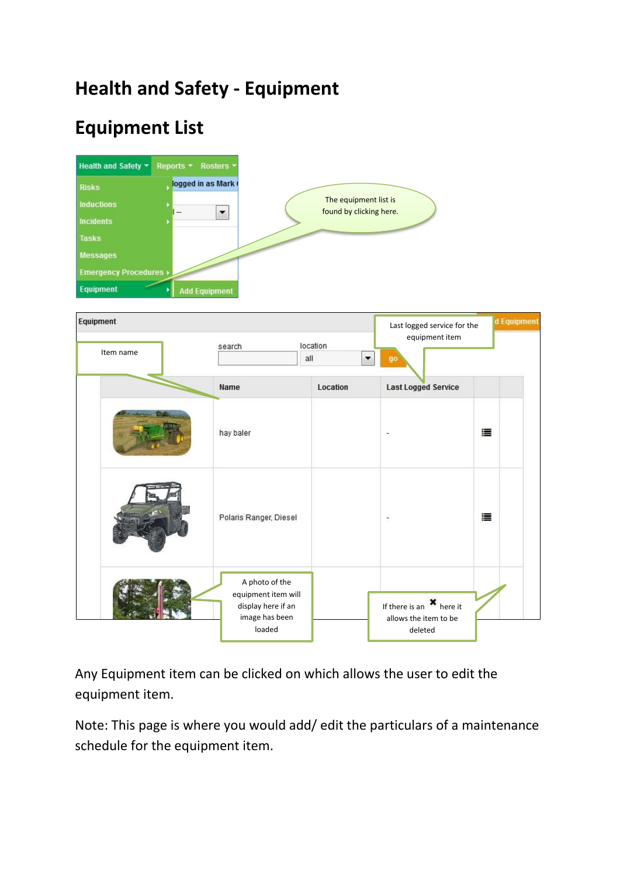# Health and Safety - Equipment

## Equipment List

Any Equipment item can be clicked on which allows the user to edit the equipment item.

Note: This page is where you would add/ edit the particulars of a maintenance schedule for the equipment item.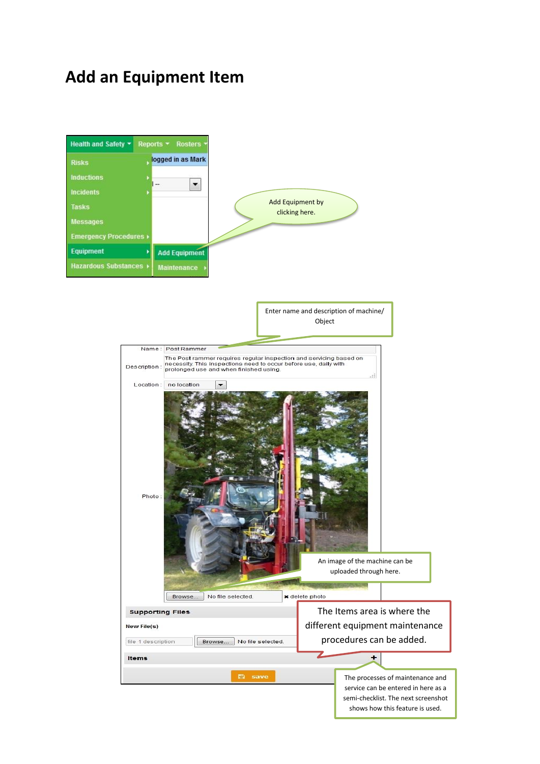# Add an Equipment Item

Health and Safety | Reports | Rosters

- Risks
- Inductions
- Incidents
- Tasks
- Messages
- Emergency Procedures
- Equipment
  - Add Equipment
  - Maintenance
- Hazardous Substances

logged in as Mark

Add Equipment by clicking here.

Enter name and description of machine/ Object

Name : Post Rammer

Description : The Post rammer requires regular inspection and servicing based on necessity. This inspections need to occur before use, daily with prolonged use and when finished using.

Location : no location

Photo :

An image of the machine can be uploaded through here.

Browse... No file selected. ✖ delete photo

**Supporting Files**

New File(s)

file 1 description | Browse... No file selected.

The Items area is where the different equipment maintenance procedures can be added.

**Items** +

save

The processes of maintenance and service can be entered in here as a semi-checklist. The next screenshot shows how this feature is used.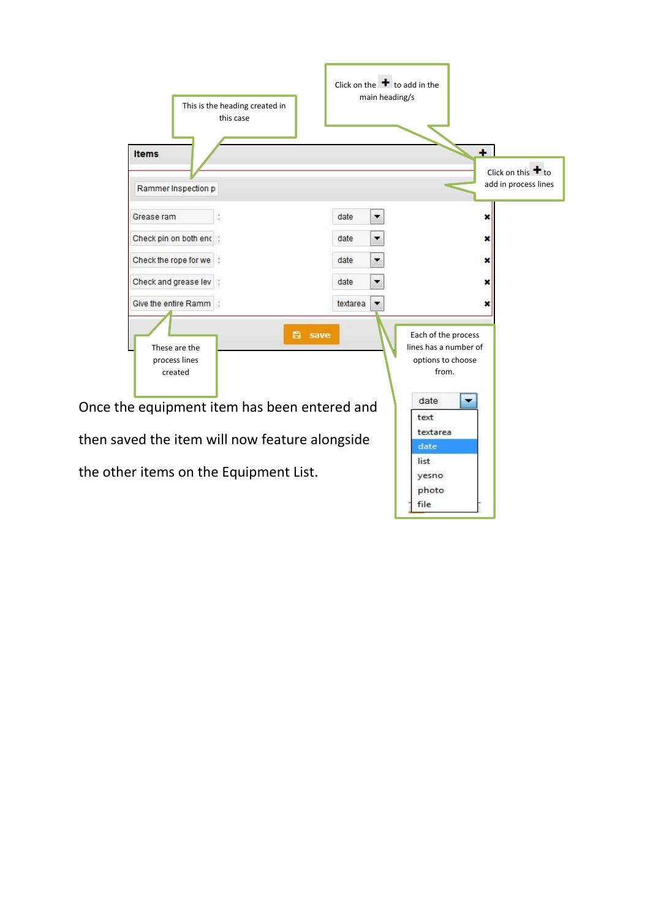This is the heading created in this case

Click on the ✚ to add in the main heading/s

Click on this ✚ to add in process lines

| Items | | |
|---|---|---|
| Rammer Inspection p | | |
| Grease ram : | date | ✖ |
| Check pin on both enc : | date | ✖ |
| Check the rope for we : | date | ✖ |
| Check and grease lev : | date | ✖ |
| Give the entire Ramm : | textarea | ✖ |

save

These are the process lines created

Each of the process lines has a number of options to choose from.

date
- text
- textarea
- date
- list
- yesno
- photo
- file

Once the equipment item has been entered and then saved the item will now feature alongside the other items on the Equipment List.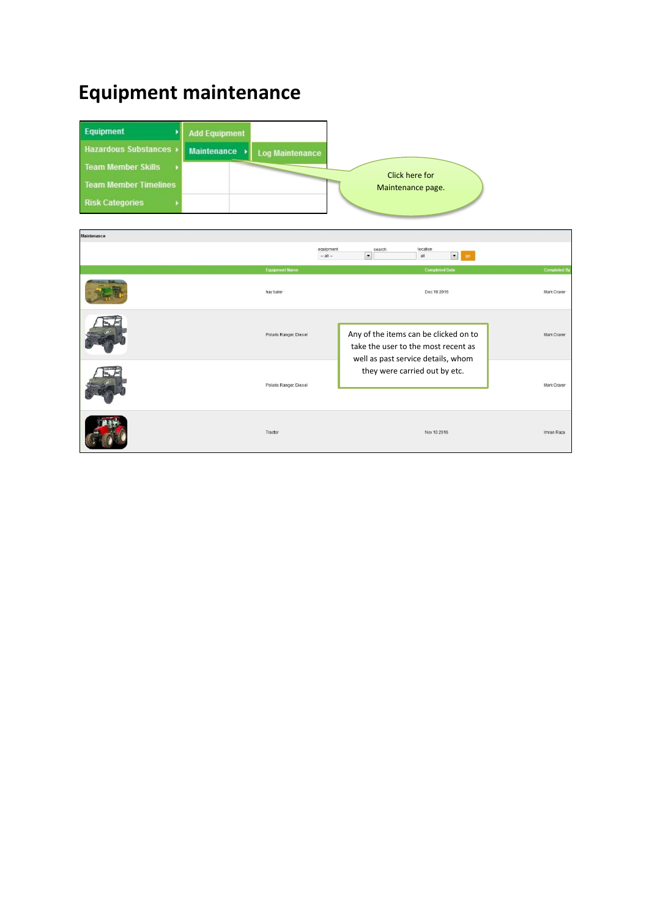# Equipment maintenance

Equipment | Add Equipment
Hazardous Substances | Maintenance | Log Maintenance
Team Member Skills
Team Member Timelines
Risk Categories

Click here for Maintenance page.

Maintenance

equipment -- all -- | search | location all | go

| | Equipment Name | Completed Date | Completed By |
|---|---|---|---|
| | hay baler | Dec 19 2016 | Mark Crarer |
| | Polaris Ranger, Diesel | | Mark Crarer |
| | Polaris Ranger, Diesel | | Mark Crarer |
| | Tractor | Nov 10 2016 | Imran Raza |

Any of the items can be clicked on to take the user to the most recent as well as past service details, whom they were carried out by etc.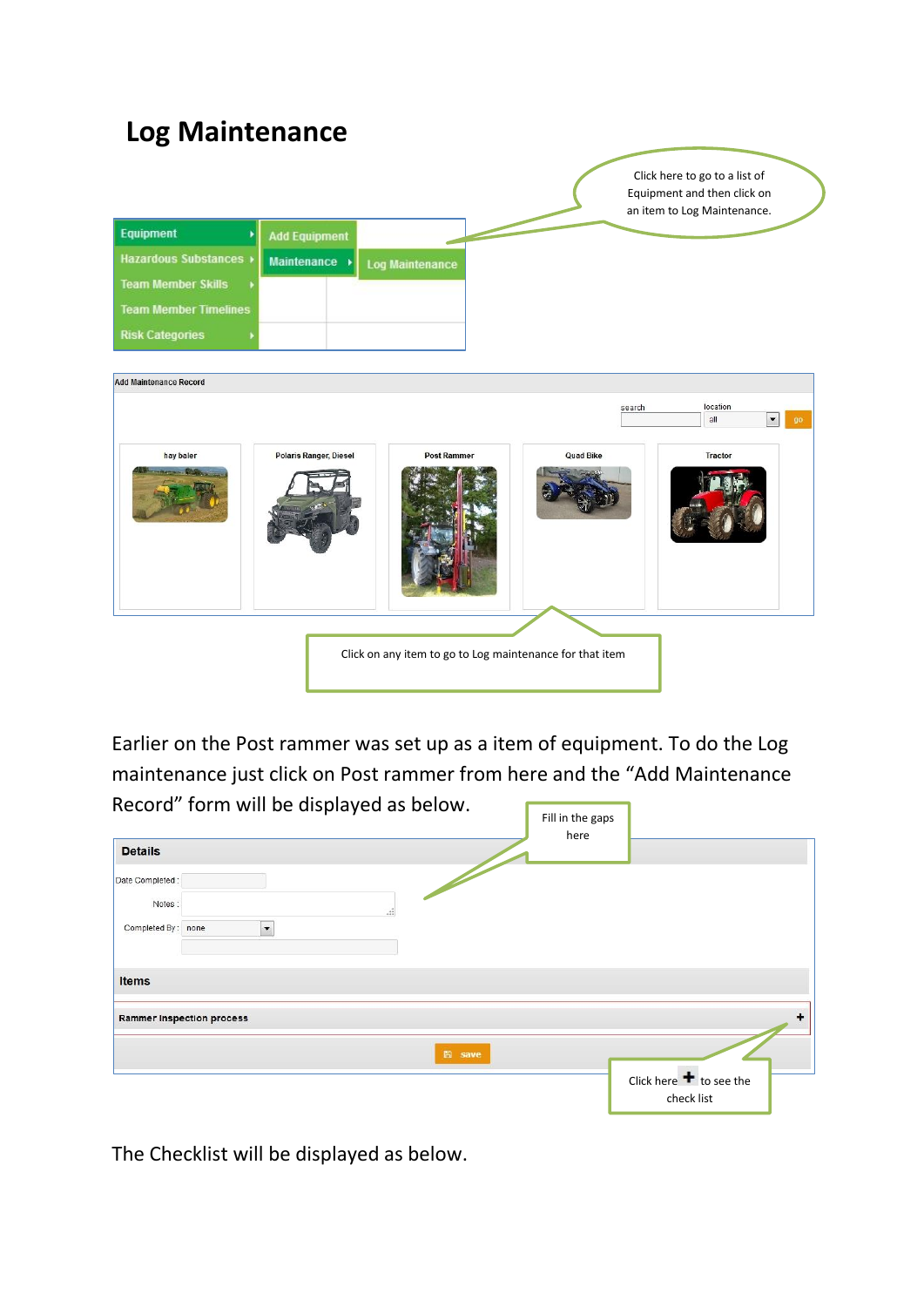# Log Maintenance

Click here to go to a list of Equipment and then click on an item to Log Maintenance.

Equipment | Add Equipment
Hazardous Substances | Maintenance | Log Maintenance
Team Member Skills
Team Member Timelines
Risk Categories

Add Maintenance Record

search | location: all | go

hay baler | Polaris Ranger, Diesel | Post Rammer | Quad Bike | Tractor

Click on any item to go to Log maintenance for that item

Earlier on the Post rammer was set up as a item of equipment. To do the Log maintenance just click on Post rammer from here and the "Add Maintenance Record" form will be displayed as below.

Fill in the gaps here

**Details**

Date Completed :

Notes :

Completed By : none

**Items**

Rammer Inspection process +

save

Click here + to see the check list

The Checklist will be displayed as below.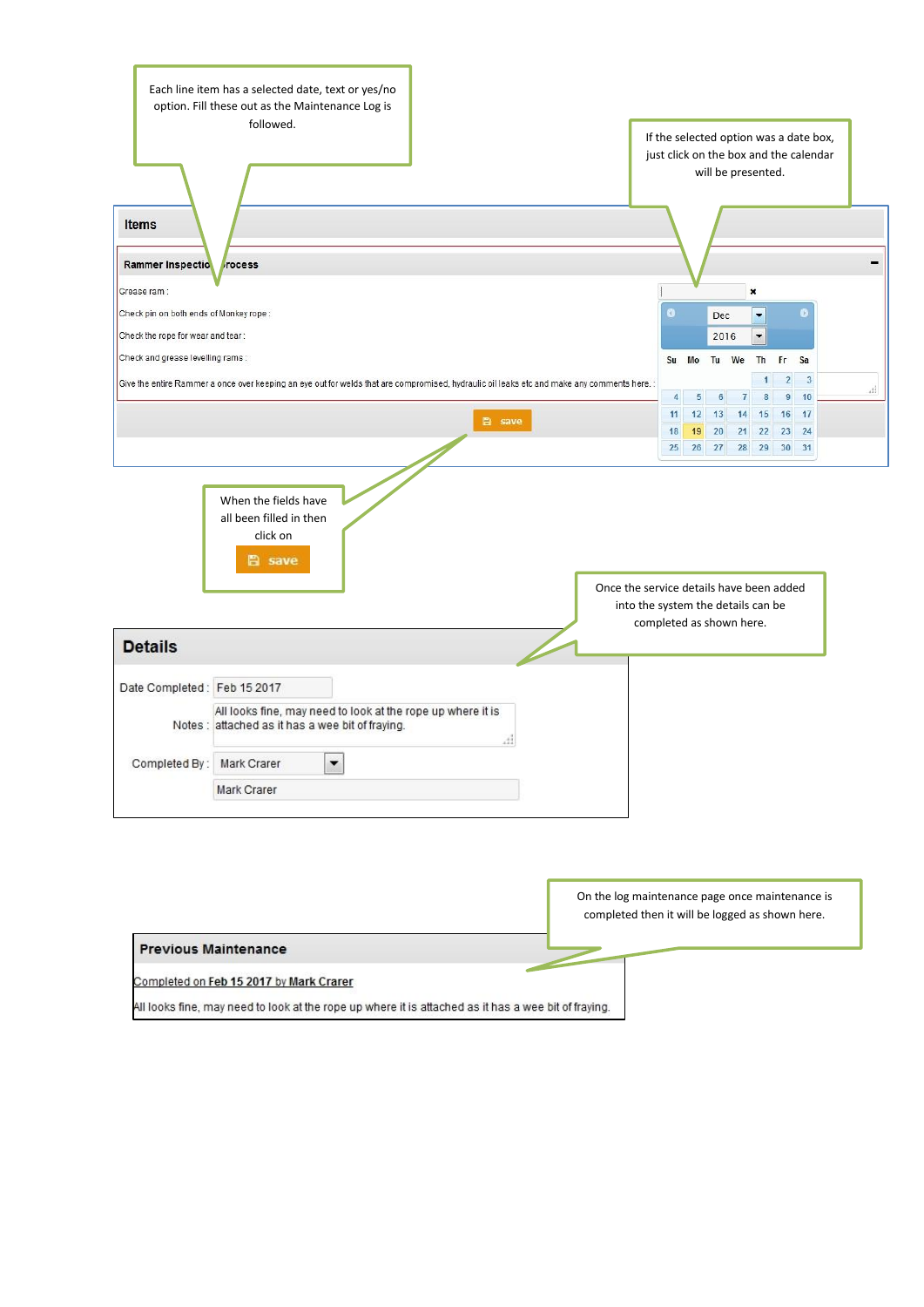Each line item has a selected date, text or yes/no option. Fill these out as the Maintenance Log is followed.

If the selected option was a date box, just click on the box and the calendar will be presented.

**Items**

**Rammer Inspection Process**

Grease ram :

Check pin on both ends of Monkey rope :

Check the rope for wear and tear :

Check and grease levelling rams :

Give the entire Rammer a once over keeping an eye out for welds that are compromised, hydraulic oil leaks etc and make any comments here. :

Dec 2016

| Su | Mo | Tu | We | Th | Fr | Sa |
|---|---|---|---|---|---|---|
| | | | | 1 | 2 | 3 |
| 4 | 5 | 6 | 7 | 8 | 9 | 10 |
| 11 | 12 | 13 | 14 | 15 | 16 | 17 |
| 18 | 19 | 20 | 21 | 22 | 23 | 24 |
| 25 | 26 | 27 | 28 | 29 | 30 | 31 |

save

When the fields have all been filled in then click on save

Once the service details have been added into the system the details can be completed as shown here.

**Details**

Date Completed : Feb 15 2017

Notes : All looks fine, may need to look at the rope up where it is attached as it has a wee bit of fraying.

Completed By : Mark Crarer

Mark Crarer

On the log maintenance page once maintenance is completed then it will be logged as shown here.

**Previous Maintenance**

Completed on **Feb 15 2017** by **Mark Crarer**

All looks fine, may need to look at the rope up where it is attached as it has a wee bit of fraying.